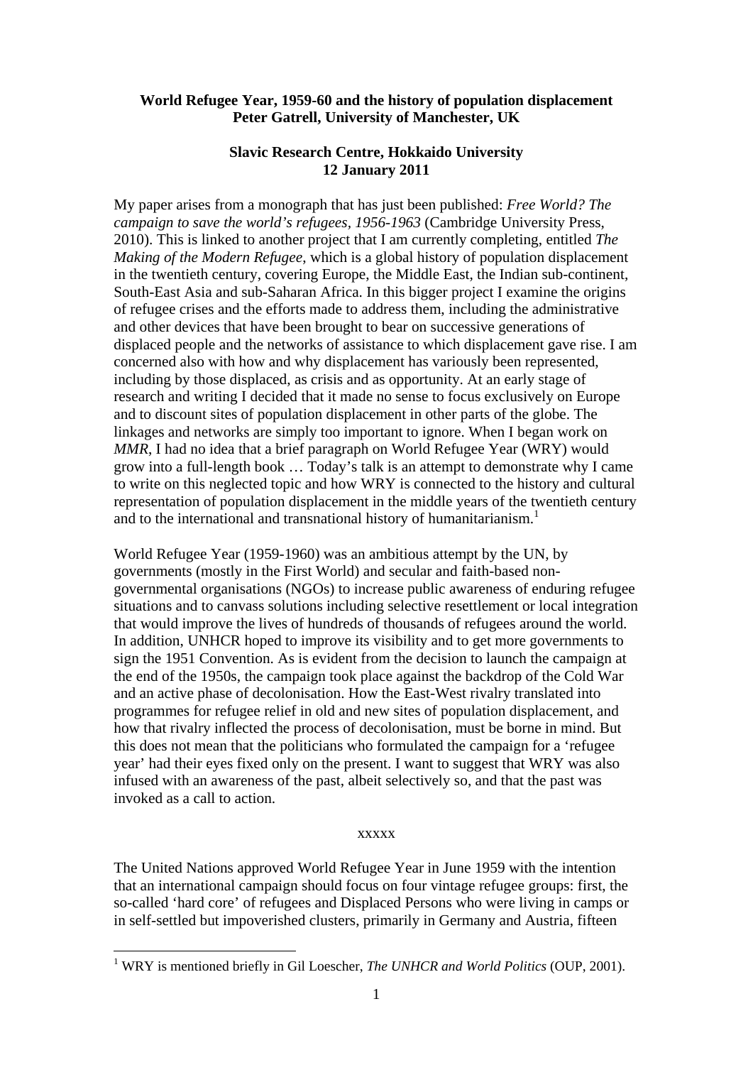**World Refugee Year, 1959-60 and the history of population displacement**
**Peter Gatrell, University of Manchester, UK**

**Slavic Research Centre, Hokkaido University**
**12 January 2011**

My paper arises from a monograph that has just been published: *Free World? The campaign to save the world's refugees, 1956-1963* (Cambridge University Press, 2010). This is linked to another project that I am currently completing, entitled *The Making of the Modern Refugee*, which is a global history of population displacement in the twentieth century, covering Europe, the Middle East, the Indian sub-continent, South-East Asia and sub-Saharan Africa. In this bigger project I examine the origins of refugee crises and the efforts made to address them, including the administrative and other devices that have been brought to bear on successive generations of displaced people and the networks of assistance to which displacement gave rise. I am concerned also with how and why displacement has variously been represented, including by those displaced, as crisis and as opportunity. At an early stage of research and writing I decided that it made no sense to focus exclusively on Europe and to discount sites of population displacement in other parts of the globe. The linkages and networks are simply too important to ignore. When I began work on *MMR*, I had no idea that a brief paragraph on World Refugee Year (WRY) would grow into a full-length book … Today's talk is an attempt to demonstrate why I came to write on this neglected topic and how WRY is connected to the history and cultural representation of population displacement in the middle years of the twentieth century and to the international and transnational history of humanitarianism.[1]

World Refugee Year (1959-1960) was an ambitious attempt by the UN, by governments (mostly in the First World) and secular and faith-based non-governmental organisations (NGOs) to increase public awareness of enduring refugee situations and to canvass solutions including selective resettlement or local integration that would improve the lives of hundreds of thousands of refugees around the world. In addition, UNHCR hoped to improve its visibility and to get more governments to sign the 1951 Convention. As is evident from the decision to launch the campaign at the end of the 1950s, the campaign took place against the backdrop of the Cold War and an active phase of decolonisation. How the East-West rivalry translated into programmes for refugee relief in old and new sites of population displacement, and how that rivalry inflected the process of decolonisation, must be borne in mind. But this does not mean that the politicians who formulated the campaign for a 'refugee year' had their eyes fixed only on the present. I want to suggest that WRY was also infused with an awareness of the past, albeit selectively so, and that the past was invoked as a call to action.

xxxxx

The United Nations approved World Refugee Year in June 1959 with the intention that an international campaign should focus on four vintage refugee groups: first, the so-called 'hard core' of refugees and Displaced Persons who were living in camps or in self-settled but impoverished clusters, primarily in Germany and Austria, fifteen

[1] WRY is mentioned briefly in Gil Loescher, *The UNHCR and World Politics* (OUP, 2001).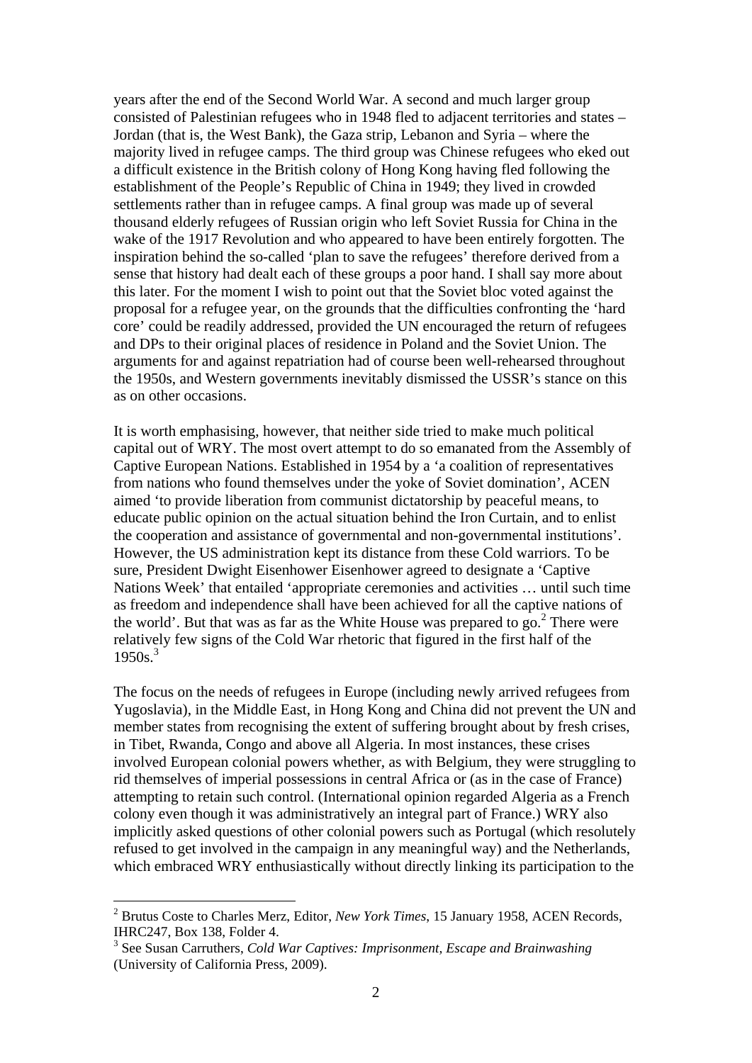years after the end of the Second World War. A second and much larger group consisted of Palestinian refugees who in 1948 fled to adjacent territories and states – Jordan (that is, the West Bank), the Gaza strip, Lebanon and Syria – where the majority lived in refugee camps. The third group was Chinese refugees who eked out a difficult existence in the British colony of Hong Kong having fled following the establishment of the People's Republic of China in 1949; they lived in crowded settlements rather than in refugee camps. A final group was made up of several thousand elderly refugees of Russian origin who left Soviet Russia for China in the wake of the 1917 Revolution and who appeared to have been entirely forgotten. The inspiration behind the so-called 'plan to save the refugees' therefore derived from a sense that history had dealt each of these groups a poor hand. I shall say more about this later. For the moment I wish to point out that the Soviet bloc voted against the proposal for a refugee year, on the grounds that the difficulties confronting the 'hard core' could be readily addressed, provided the UN encouraged the return of refugees and DPs to their original places of residence in Poland and the Soviet Union. The arguments for and against repatriation had of course been well-rehearsed throughout the 1950s, and Western governments inevitably dismissed the USSR's stance on this as on other occasions.

It is worth emphasising, however, that neither side tried to make much political capital out of WRY. The most overt attempt to do so emanated from the Assembly of Captive European Nations. Established in 1954 by a 'a coalition of representatives from nations who found themselves under the yoke of Soviet domination', ACEN aimed 'to provide liberation from communist dictatorship by peaceful means, to educate public opinion on the actual situation behind the Iron Curtain, and to enlist the cooperation and assistance of governmental and non-governmental institutions'. However, the US administration kept its distance from these Cold warriors. To be sure, President Dwight Eisenhower Eisenhower agreed to designate a 'Captive Nations Week' that entailed 'appropriate ceremonies and activities … until such time as freedom and independence shall have been achieved for all the captive nations of the world'. But that was as far as the White House was prepared to go.[2] There were relatively few signs of the Cold War rhetoric that figured in the first half of the 1950s.[3]

The focus on the needs of refugees in Europe (including newly arrived refugees from Yugoslavia), in the Middle East, in Hong Kong and China did not prevent the UN and member states from recognising the extent of suffering brought about by fresh crises, in Tibet, Rwanda, Congo and above all Algeria. In most instances, these crises involved European colonial powers whether, as with Belgium, they were struggling to rid themselves of imperial possessions in central Africa or (as in the case of France) attempting to retain such control. (International opinion regarded Algeria as a French colony even though it was administratively an integral part of France.) WRY also implicitly asked questions of other colonial powers such as Portugal (which resolutely refused to get involved in the campaign in any meaningful way) and the Netherlands, which embraced WRY enthusiastically without directly linking its participation to the

[2] Brutus Coste to Charles Merz, Editor, *New York Times*, 15 January 1958, ACEN Records, IHRC247, Box 138, Folder 4.

[3] See Susan Carruthers, *Cold War Captives: Imprisonment, Escape and Brainwashing* (University of California Press, 2009).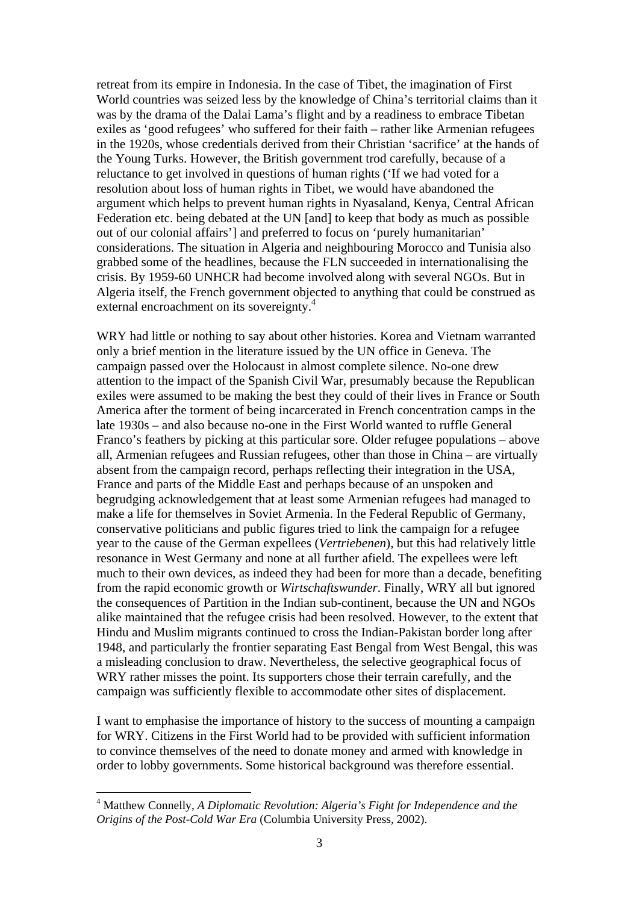retreat from its empire in Indonesia. In the case of Tibet, the imagination of First World countries was seized less by the knowledge of China's territorial claims than it was by the drama of the Dalai Lama's flight and by a readiness to embrace Tibetan exiles as 'good refugees' who suffered for their faith – rather like Armenian refugees in the 1920s, whose credentials derived from their Christian 'sacrifice' at the hands of the Young Turks. However, the British government trod carefully, because of a reluctance to get involved in questions of human rights ('If we had voted for a resolution about loss of human rights in Tibet, we would have abandoned the argument which helps to prevent human rights in Nyasaland, Kenya, Central African Federation etc. being debated at the UN [and] to keep that body as much as possible out of our colonial affairs'] and preferred to focus on 'purely humanitarian' considerations. The situation in Algeria and neighbouring Morocco and Tunisia also grabbed some of the headlines, because the FLN succeeded in internationalising the crisis. By 1959-60 UNHCR had become involved along with several NGOs. But in Algeria itself, the French government objected to anything that could be construed as external encroachment on its sovereignty.[4]

WRY had little or nothing to say about other histories. Korea and Vietnam warranted only a brief mention in the literature issued by the UN office in Geneva. The campaign passed over the Holocaust in almost complete silence. No-one drew attention to the impact of the Spanish Civil War, presumably because the Republican exiles were assumed to be making the best they could of their lives in France or South America after the torment of being incarcerated in French concentration camps in the late 1930s – and also because no-one in the First World wanted to ruffle General Franco's feathers by picking at this particular sore. Older refugee populations – above all, Armenian refugees and Russian refugees, other than those in China – are virtually absent from the campaign record, perhaps reflecting their integration in the USA, France and parts of the Middle East and perhaps because of an unspoken and begrudging acknowledgement that at least some Armenian refugees had managed to make a life for themselves in Soviet Armenia. In the Federal Republic of Germany, conservative politicians and public figures tried to link the campaign for a refugee year to the cause of the German expellees (*Vertriebenen*), but this had relatively little resonance in West Germany and none at all further afield. The expellees were left much to their own devices, as indeed they had been for more than a decade, benefiting from the rapid economic growth or *Wirtschaftswunder*. Finally, WRY all but ignored the consequences of Partition in the Indian sub-continent, because the UN and NGOs alike maintained that the refugee crisis had been resolved. However, to the extent that Hindu and Muslim migrants continued to cross the Indian-Pakistan border long after 1948, and particularly the frontier separating East Bengal from West Bengal, this was a misleading conclusion to draw. Nevertheless, the selective geographical focus of WRY rather misses the point. Its supporters chose their terrain carefully, and the campaign was sufficiently flexible to accommodate other sites of displacement.

I want to emphasise the importance of history to the success of mounting a campaign for WRY. Citizens in the First World had to be provided with sufficient information to convince themselves of the need to donate money and armed with knowledge in order to lobby governments. Some historical background was therefore essential.

---

[4] Matthew Connelly, *A Diplomatic Revolution: Algeria's Fight for Independence and the Origins of the Post-Cold War Era* (Columbia University Press, 2002).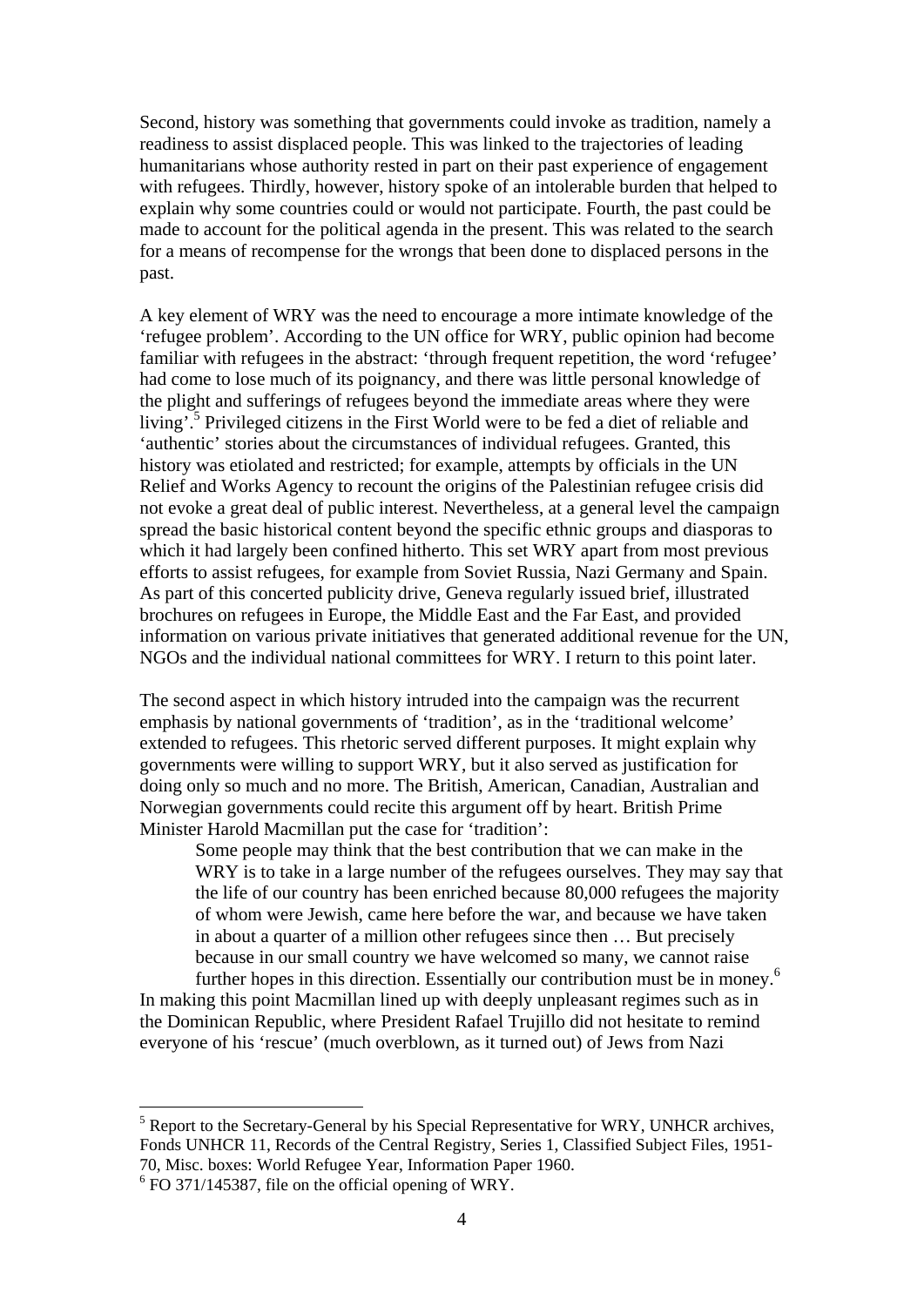Second, history was something that governments could invoke as tradition, namely a readiness to assist displaced people. This was linked to the trajectories of leading humanitarians whose authority rested in part on their past experience of engagement with refugees. Thirdly, however, history spoke of an intolerable burden that helped to explain why some countries could or would not participate. Fourth, the past could be made to account for the political agenda in the present. This was related to the search for a means of recompense for the wrongs that been done to displaced persons in the past.

A key element of WRY was the need to encourage a more intimate knowledge of the 'refugee problem'. According to the UN office for WRY, public opinion had become familiar with refugees in the abstract: 'through frequent repetition, the word 'refugee' had come to lose much of its poignancy, and there was little personal knowledge of the plight and sufferings of refugees beyond the immediate areas where they were living'.[5] Privileged citizens in the First World were to be fed a diet of reliable and 'authentic' stories about the circumstances of individual refugees. Granted, this history was etiolated and restricted; for example, attempts by officials in the UN Relief and Works Agency to recount the origins of the Palestinian refugee crisis did not evoke a great deal of public interest. Nevertheless, at a general level the campaign spread the basic historical content beyond the specific ethnic groups and diasporas to which it had largely been confined hitherto. This set WRY apart from most previous efforts to assist refugees, for example from Soviet Russia, Nazi Germany and Spain. As part of this concerted publicity drive, Geneva regularly issued brief, illustrated brochures on refugees in Europe, the Middle East and the Far East, and provided information on various private initiatives that generated additional revenue for the UN, NGOs and the individual national committees for WRY. I return to this point later.

The second aspect in which history intruded into the campaign was the recurrent emphasis by national governments of 'tradition', as in the 'traditional welcome' extended to refugees. This rhetoric served different purposes. It might explain why governments were willing to support WRY, but it also served as justification for doing only so much and no more. The British, American, Canadian, Australian and Norwegian governments could recite this argument off by heart. British Prime Minister Harold Macmillan put the case for 'tradition':

> Some people may think that the best contribution that we can make in the WRY is to take in a large number of the refugees ourselves. They may say that the life of our country has been enriched because 80,000 refugees the majority of whom were Jewish, came here before the war, and because we have taken in about a quarter of a million other refugees since then … But precisely because in our small country we have welcomed so many, we cannot raise further hopes in this direction. Essentially our contribution must be in money.[6]

In making this point Macmillan lined up with deeply unpleasant regimes such as in the Dominican Republic, where President Rafael Trujillo did not hesitate to remind everyone of his 'rescue' (much overblown, as it turned out) of Jews from Nazi

---

[5] Report to the Secretary-General by his Special Representative for WRY, UNHCR archives, Fonds UNHCR 11, Records of the Central Registry, Series 1, Classified Subject Files, 1951-70, Misc. boxes: World Refugee Year, Information Paper 1960.

[6] FO 371/145387, file on the official opening of WRY.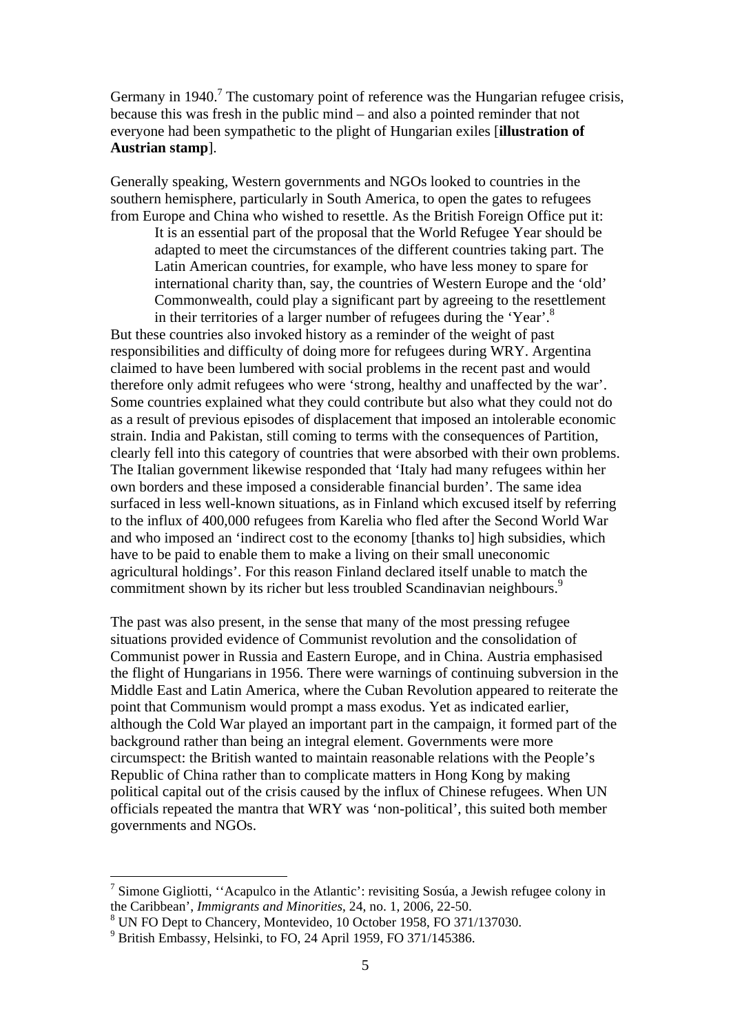Germany in 1940.[7] The customary point of reference was the Hungarian refugee crisis, because this was fresh in the public mind – and also a pointed reminder that not everyone had been sympathetic to the plight of Hungarian exiles [**illustration of Austrian stamp**].

Generally speaking, Western governments and NGOs looked to countries in the southern hemisphere, particularly in South America, to open the gates to refugees from Europe and China who wished to resettle. As the British Foreign Office put it:

> It is an essential part of the proposal that the World Refugee Year should be adapted to meet the circumstances of the different countries taking part. The Latin American countries, for example, who have less money to spare for international charity than, say, the countries of Western Europe and the 'old' Commonwealth, could play a significant part by agreeing to the resettlement in their territories of a larger number of refugees during the 'Year'.[8]

But these countries also invoked history as a reminder of the weight of past responsibilities and difficulty of doing more for refugees during WRY. Argentina claimed to have been lumbered with social problems in the recent past and would therefore only admit refugees who were 'strong, healthy and unaffected by the war'. Some countries explained what they could contribute but also what they could not do as a result of previous episodes of displacement that imposed an intolerable economic strain. India and Pakistan, still coming to terms with the consequences of Partition, clearly fell into this category of countries that were absorbed with their own problems. The Italian government likewise responded that 'Italy had many refugees within her own borders and these imposed a considerable financial burden'. The same idea surfaced in less well-known situations, as in Finland which excused itself by referring to the influx of 400,000 refugees from Karelia who fled after the Second World War and who imposed an 'indirect cost to the economy [thanks to] high subsidies, which have to be paid to enable them to make a living on their small uneconomic agricultural holdings'. For this reason Finland declared itself unable to match the commitment shown by its richer but less troubled Scandinavian neighbours.[9]

The past was also present, in the sense that many of the most pressing refugee situations provided evidence of Communist revolution and the consolidation of Communist power in Russia and Eastern Europe, and in China. Austria emphasised the flight of Hungarians in 1956. There were warnings of continuing subversion in the Middle East and Latin America, where the Cuban Revolution appeared to reiterate the point that Communism would prompt a mass exodus. Yet as indicated earlier, although the Cold War played an important part in the campaign, it formed part of the background rather than being an integral element. Governments were more circumspect: the British wanted to maintain reasonable relations with the People's Republic of China rather than to complicate matters in Hong Kong by making political capital out of the crisis caused by the influx of Chinese refugees. When UN officials repeated the mantra that WRY was 'non-political', this suited both member governments and NGOs.

---

[7] Simone Gigliotti, ''Acapulco in the Atlantic': revisiting Sosúa, a Jewish refugee colony in the Caribbean', *Immigrants and Minorities*, 24, no. 1, 2006, 22-50.

[8] UN FO Dept to Chancery, Montevideo, 10 October 1958, FO 371/137030.

[9] British Embassy, Helsinki, to FO, 24 April 1959, FO 371/145386.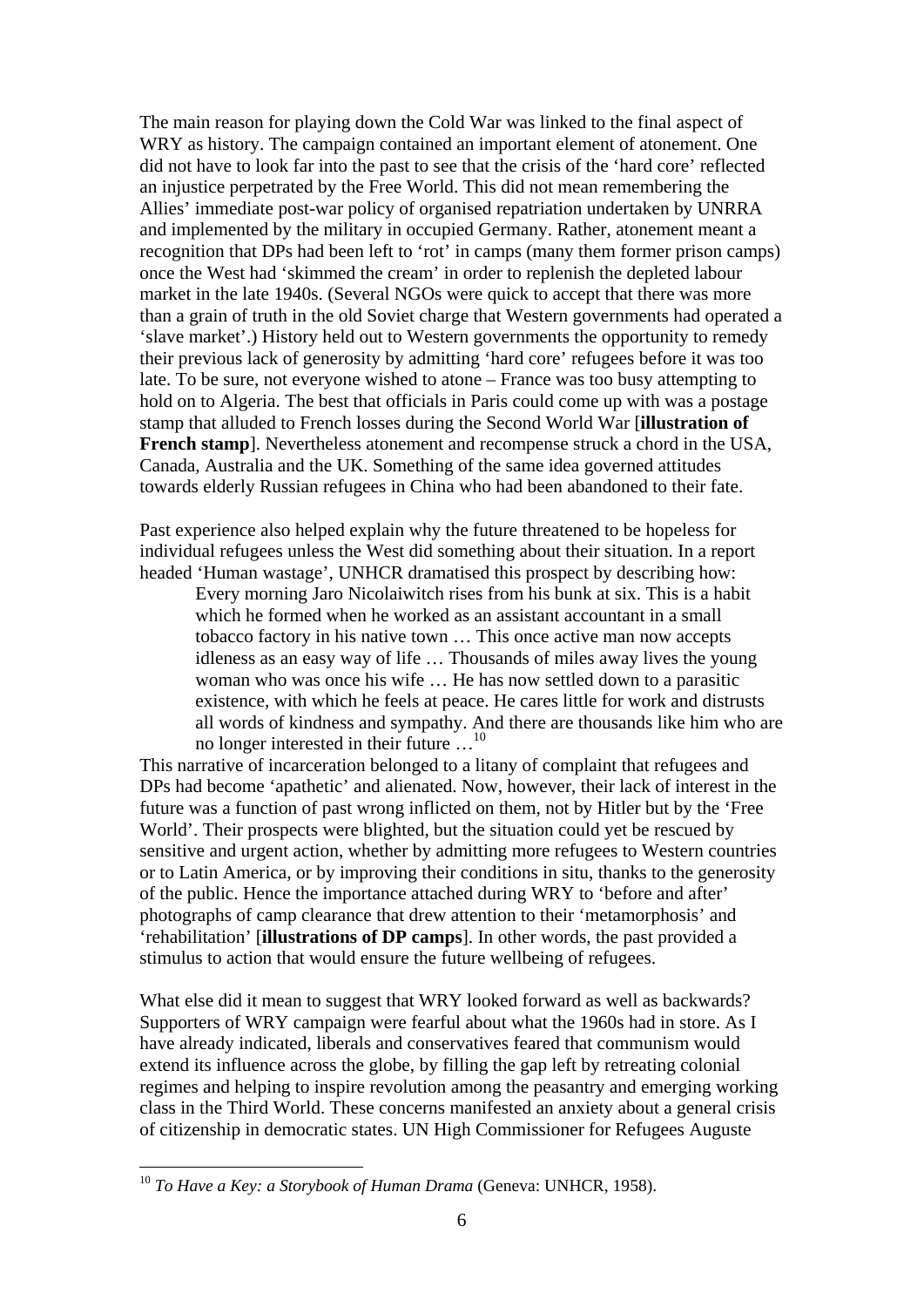The main reason for playing down the Cold War was linked to the final aspect of WRY as history. The campaign contained an important element of atonement. One did not have to look far into the past to see that the crisis of the 'hard core' reflected an injustice perpetrated by the Free World. This did not mean remembering the Allies' immediate post-war policy of organised repatriation undertaken by UNRRA and implemented by the military in occupied Germany. Rather, atonement meant a recognition that DPs had been left to 'rot' in camps (many them former prison camps) once the West had 'skimmed the cream' in order to replenish the depleted labour market in the late 1940s. (Several NGOs were quick to accept that there was more than a grain of truth in the old Soviet charge that Western governments had operated a 'slave market'.) History held out to Western governments the opportunity to remedy their previous lack of generosity by admitting 'hard core' refugees before it was too late. To be sure, not everyone wished to atone – France was too busy attempting to hold on to Algeria. The best that officials in Paris could come up with was a postage stamp that alluded to French losses during the Second World War [**illustration of French stamp**]. Nevertheless atonement and recompense struck a chord in the USA, Canada, Australia and the UK. Something of the same idea governed attitudes towards elderly Russian refugees in China who had been abandoned to their fate.

Past experience also helped explain why the future threatened to be hopeless for individual refugees unless the West did something about their situation. In a report headed 'Human wastage', UNHCR dramatised this prospect by describing how:

> Every morning Jaro Nicolaiwitch rises from his bunk at six. This is a habit which he formed when he worked as an assistant accountant in a small tobacco factory in his native town … This once active man now accepts idleness as an easy way of life … Thousands of miles away lives the young woman who was once his wife … He has now settled down to a parasitic existence, with which he feels at peace. He cares little for work and distrusts all words of kindness and sympathy. And there are thousands like him who are no longer interested in their future …[10]

This narrative of incarceration belonged to a litany of complaint that refugees and DPs had become 'apathetic' and alienated. Now, however, their lack of interest in the future was a function of past wrong inflicted on them, not by Hitler but by the 'Free World'. Their prospects were blighted, but the situation could yet be rescued by sensitive and urgent action, whether by admitting more refugees to Western countries or to Latin America, or by improving their conditions in situ, thanks to the generosity of the public. Hence the importance attached during WRY to 'before and after' photographs of camp clearance that drew attention to their 'metamorphosis' and 'rehabilitation' [**illustrations of DP camps**]. In other words, the past provided a stimulus to action that would ensure the future wellbeing of refugees.

What else did it mean to suggest that WRY looked forward as well as backwards? Supporters of WRY campaign were fearful about what the 1960s had in store. As I have already indicated, liberals and conservatives feared that communism would extend its influence across the globe, by filling the gap left by retreating colonial regimes and helping to inspire revolution among the peasantry and emerging working class in the Third World. These concerns manifested an anxiety about a general crisis of citizenship in democratic states. UN High Commissioner for Refugees Auguste

---

[10] *To Have a Key: a Storybook of Human Drama* (Geneva: UNHCR, 1958).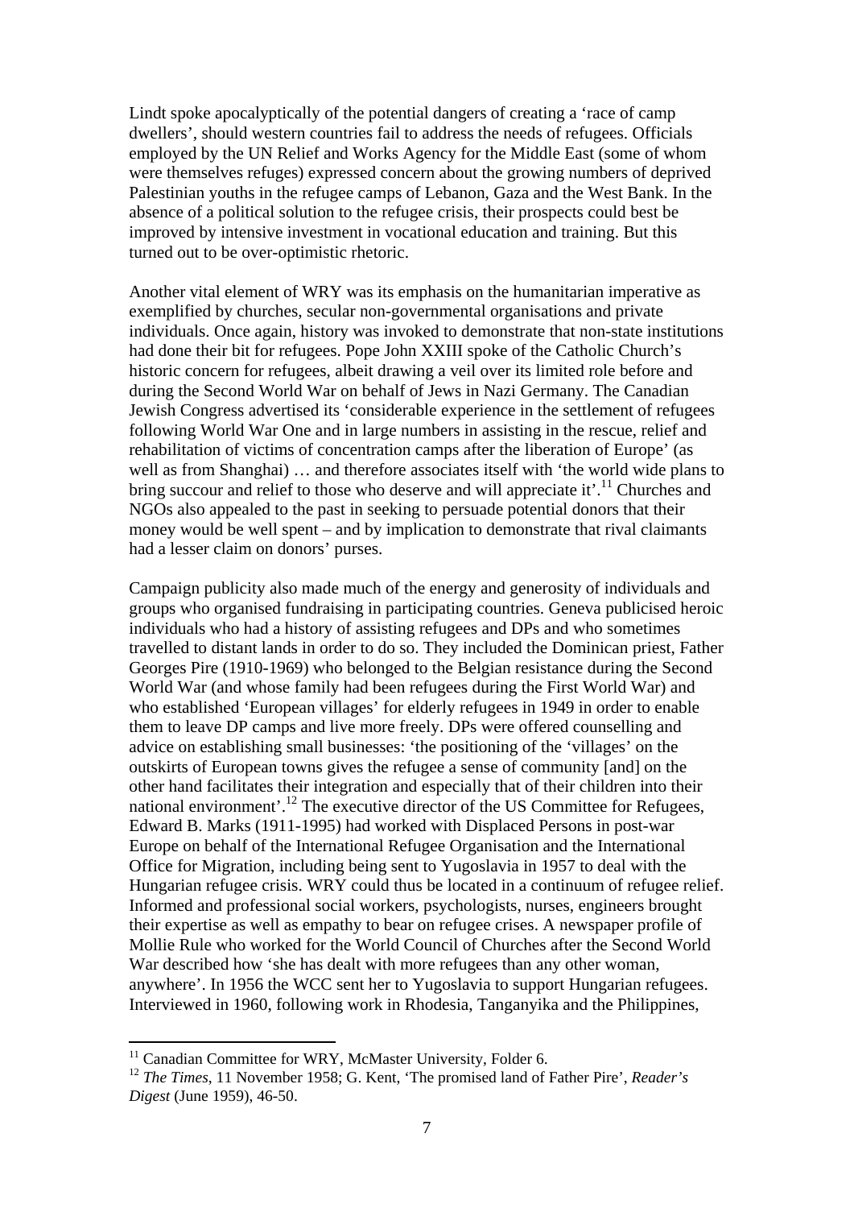Lindt spoke apocalyptically of the potential dangers of creating a 'race of camp dwellers', should western countries fail to address the needs of refugees. Officials employed by the UN Relief and Works Agency for the Middle East (some of whom were themselves refuges) expressed concern about the growing numbers of deprived Palestinian youths in the refugee camps of Lebanon, Gaza and the West Bank. In the absence of a political solution to the refugee crisis, their prospects could best be improved by intensive investment in vocational education and training. But this turned out to be over-optimistic rhetoric.

Another vital element of WRY was its emphasis on the humanitarian imperative as exemplified by churches, secular non-governmental organisations and private individuals. Once again, history was invoked to demonstrate that non-state institutions had done their bit for refugees. Pope John XXIII spoke of the Catholic Church's historic concern for refugees, albeit drawing a veil over its limited role before and during the Second World War on behalf of Jews in Nazi Germany. The Canadian Jewish Congress advertised its 'considerable experience in the settlement of refugees following World War One and in large numbers in assisting in the rescue, relief and rehabilitation of victims of concentration camps after the liberation of Europe' (as well as from Shanghai) … and therefore associates itself with 'the world wide plans to bring succour and relief to those who deserve and will appreciate it'.[11] Churches and NGOs also appealed to the past in seeking to persuade potential donors that their money would be well spent – and by implication to demonstrate that rival claimants had a lesser claim on donors' purses.

Campaign publicity also made much of the energy and generosity of individuals and groups who organised fundraising in participating countries. Geneva publicised heroic individuals who had a history of assisting refugees and DPs and who sometimes travelled to distant lands in order to do so. They included the Dominican priest, Father Georges Pire (1910-1969) who belonged to the Belgian resistance during the Second World War (and whose family had been refugees during the First World War) and who established 'European villages' for elderly refugees in 1949 in order to enable them to leave DP camps and live more freely. DPs were offered counselling and advice on establishing small businesses: 'the positioning of the 'villages' on the outskirts of European towns gives the refugee a sense of community [and] on the other hand facilitates their integration and especially that of their children into their national environment'.[12] The executive director of the US Committee for Refugees, Edward B. Marks (1911-1995) had worked with Displaced Persons in post-war Europe on behalf of the International Refugee Organisation and the International Office for Migration, including being sent to Yugoslavia in 1957 to deal with the Hungarian refugee crisis. WRY could thus be located in a continuum of refugee relief. Informed and professional social workers, psychologists, nurses, engineers brought their expertise as well as empathy to bear on refugee crises. A newspaper profile of Mollie Rule who worked for the World Council of Churches after the Second World War described how 'she has dealt with more refugees than any other woman, anywhere'. In 1956 the WCC sent her to Yugoslavia to support Hungarian refugees. Interviewed in 1960, following work in Rhodesia, Tanganyika and the Philippines,

[11] Canadian Committee for WRY, McMaster University, Folder 6.

[12] *The Times*, 11 November 1958; G. Kent, 'The promised land of Father Pire', *Reader's Digest* (June 1959), 46-50.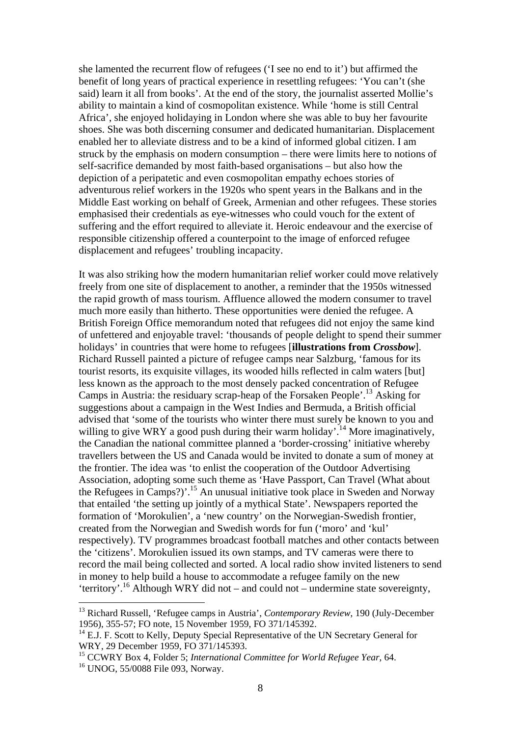she lamented the recurrent flow of refugees ('I see no end to it') but affirmed the benefit of long years of practical experience in resettling refugees: 'You can't (she said) learn it all from books'. At the end of the story, the journalist asserted Mollie's ability to maintain a kind of cosmopolitan existence. While 'home is still Central Africa', she enjoyed holidaying in London where she was able to buy her favourite shoes. She was both discerning consumer and dedicated humanitarian. Displacement enabled her to alleviate distress and to be a kind of informed global citizen. I am struck by the emphasis on modern consumption – there were limits here to notions of self-sacrifice demanded by most faith-based organisations – but also how the depiction of a peripatetic and even cosmopolitan empathy echoes stories of adventurous relief workers in the 1920s who spent years in the Balkans and in the Middle East working on behalf of Greek, Armenian and other refugees. These stories emphasised their credentials as eye-witnesses who could vouch for the extent of suffering and the effort required to alleviate it. Heroic endeavour and the exercise of responsible citizenship offered a counterpoint to the image of enforced refugee displacement and refugees' troubling incapacity.

It was also striking how the modern humanitarian relief worker could move relatively freely from one site of displacement to another, a reminder that the 1950s witnessed the rapid growth of mass tourism. Affluence allowed the modern consumer to travel much more easily than hitherto. These opportunities were denied the refugee. A British Foreign Office memorandum noted that refugees did not enjoy the same kind of unfettered and enjoyable travel: 'thousands of people delight to spend their summer holidays' in countries that were home to refugees [**illustrations from *Crossbow***]. Richard Russell painted a picture of refugee camps near Salzburg, 'famous for its tourist resorts, its exquisite villages, its wooded hills reflected in calm waters [but] less known as the approach to the most densely packed concentration of Refugee Camps in Austria: the residuary scrap-heap of the Forsaken People'.[13] Asking for suggestions about a campaign in the West Indies and Bermuda, a British official advised that 'some of the tourists who winter there must surely be known to you and willing to give WRY a good push during their warm holiday'.[14] More imaginatively, the Canadian the national committee planned a 'border-crossing' initiative whereby travellers between the US and Canada would be invited to donate a sum of money at the frontier. The idea was 'to enlist the cooperation of the Outdoor Advertising Association, adopting some such theme as 'Have Passport, Can Travel (What about the Refugees in Camps?)'.[15] An unusual initiative took place in Sweden and Norway that entailed 'the setting up jointly of a mythical State'. Newspapers reported the formation of 'Morokulien', a 'new country' on the Norwegian-Swedish frontier, created from the Norwegian and Swedish words for fun ('moro' and 'kul' respectively). TV programmes broadcast football matches and other contacts between the 'citizens'. Morokulien issued its own stamps, and TV cameras were there to record the mail being collected and sorted. A local radio show invited listeners to send in money to help build a house to accommodate a refugee family on the new 'territory'.[16] Although WRY did not – and could not – undermine state sovereignty,

---

[13] Richard Russell, 'Refugee camps in Austria', *Contemporary Review*, 190 (July-December 1956), 355-57; FO note, 15 November 1959, FO 371/145392.

[14] E.J. F. Scott to Kelly, Deputy Special Representative of the UN Secretary General for WRY, 29 December 1959, FO 371/145393.

[15] CCWRY Box 4, Folder 5; *International Committee for World Refugee Year*, 64.

[16] UNOG, 55/0088 File 093, Norway.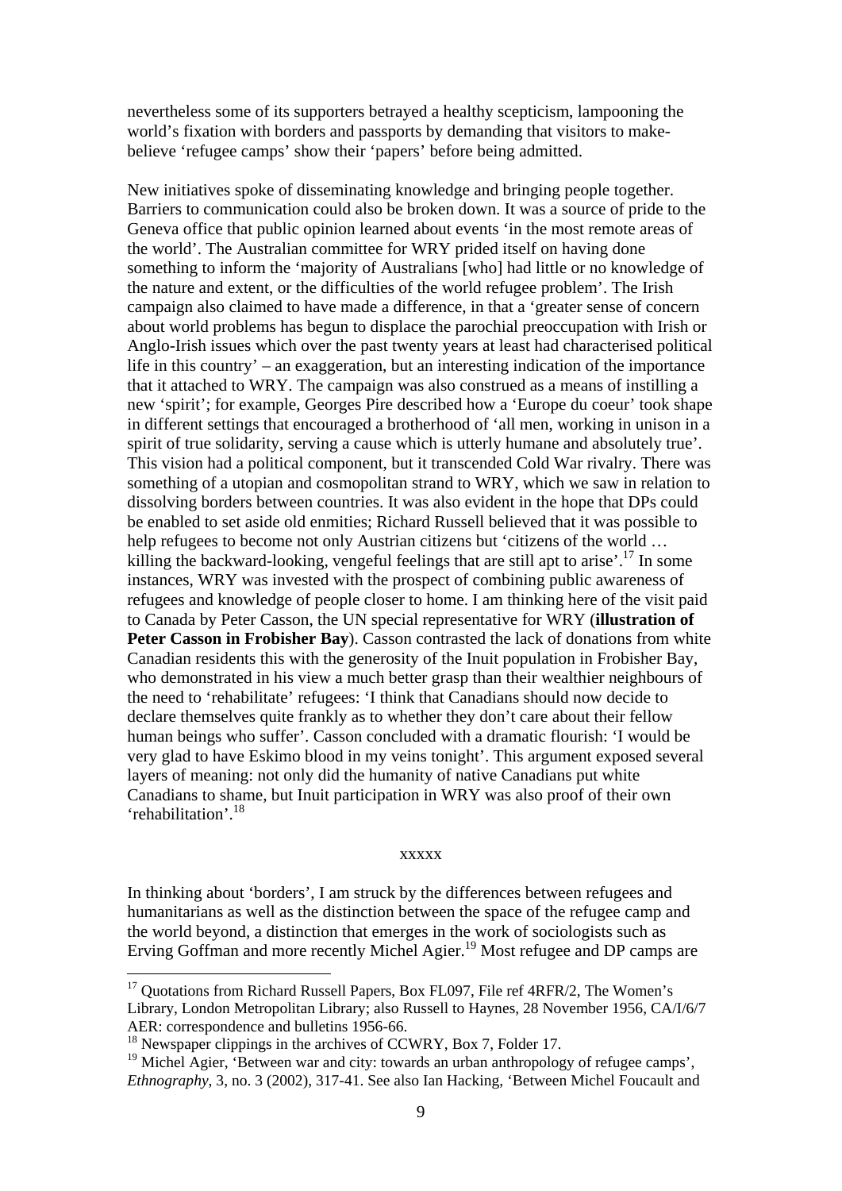nevertheless some of its supporters betrayed a healthy scepticism, lampooning the world's fixation with borders and passports by demanding that visitors to make-believe 'refugee camps' show their 'papers' before being admitted.

New initiatives spoke of disseminating knowledge and bringing people together. Barriers to communication could also be broken down. It was a source of pride to the Geneva office that public opinion learned about events 'in the most remote areas of the world'. The Australian committee for WRY prided itself on having done something to inform the 'majority of Australians [who] had little or no knowledge of the nature and extent, or the difficulties of the world refugee problem'. The Irish campaign also claimed to have made a difference, in that a 'greater sense of concern about world problems has begun to displace the parochial preoccupation with Irish or Anglo-Irish issues which over the past twenty years at least had characterised political life in this country' – an exaggeration, but an interesting indication of the importance that it attached to WRY. The campaign was also construed as a means of instilling a new 'spirit'; for example, Georges Pire described how a 'Europe du coeur' took shape in different settings that encouraged a brotherhood of 'all men, working in unison in a spirit of true solidarity, serving a cause which is utterly humane and absolutely true'. This vision had a political component, but it transcended Cold War rivalry. There was something of a utopian and cosmopolitan strand to WRY, which we saw in relation to dissolving borders between countries. It was also evident in the hope that DPs could be enabled to set aside old enmities; Richard Russell believed that it was possible to help refugees to become not only Austrian citizens but 'citizens of the world … killing the backward-looking, vengeful feelings that are still apt to arise'.[17] In some instances, WRY was invested with the prospect of combining public awareness of refugees and knowledge of people closer to home. I am thinking here of the visit paid to Canada by Peter Casson, the UN special representative for WRY (**illustration of Peter Casson in Frobisher Bay**). Casson contrasted the lack of donations from white Canadian residents this with the generosity of the Inuit population in Frobisher Bay, who demonstrated in his view a much better grasp than their wealthier neighbours of the need to 'rehabilitate' refugees: 'I think that Canadians should now decide to declare themselves quite frankly as to whether they don't care about their fellow human beings who suffer'. Casson concluded with a dramatic flourish: 'I would be very glad to have Eskimo blood in my veins tonight'. This argument exposed several layers of meaning: not only did the humanity of native Canadians put white Canadians to shame, but Inuit participation in WRY was also proof of their own 'rehabilitation'.[18]

xxxxx

In thinking about 'borders', I am struck by the differences between refugees and humanitarians as well as the distinction between the space of the refugee camp and the world beyond, a distinction that emerges in the work of sociologists such as Erving Goffman and more recently Michel Agier.[19] Most refugee and DP camps are

---

[17] Quotations from Richard Russell Papers, Box FL097, File ref 4RFR/2, The Women's Library, London Metropolitan Library; also Russell to Haynes, 28 November 1956, CA/I/6/7 AER: correspondence and bulletins 1956-66.

[18] Newspaper clippings in the archives of CCWRY, Box 7, Folder 17.

[19] Michel Agier, 'Between war and city: towards an urban anthropology of refugee camps', *Ethnography*, 3, no. 3 (2002), 317-41. See also Ian Hacking, 'Between Michel Foucault and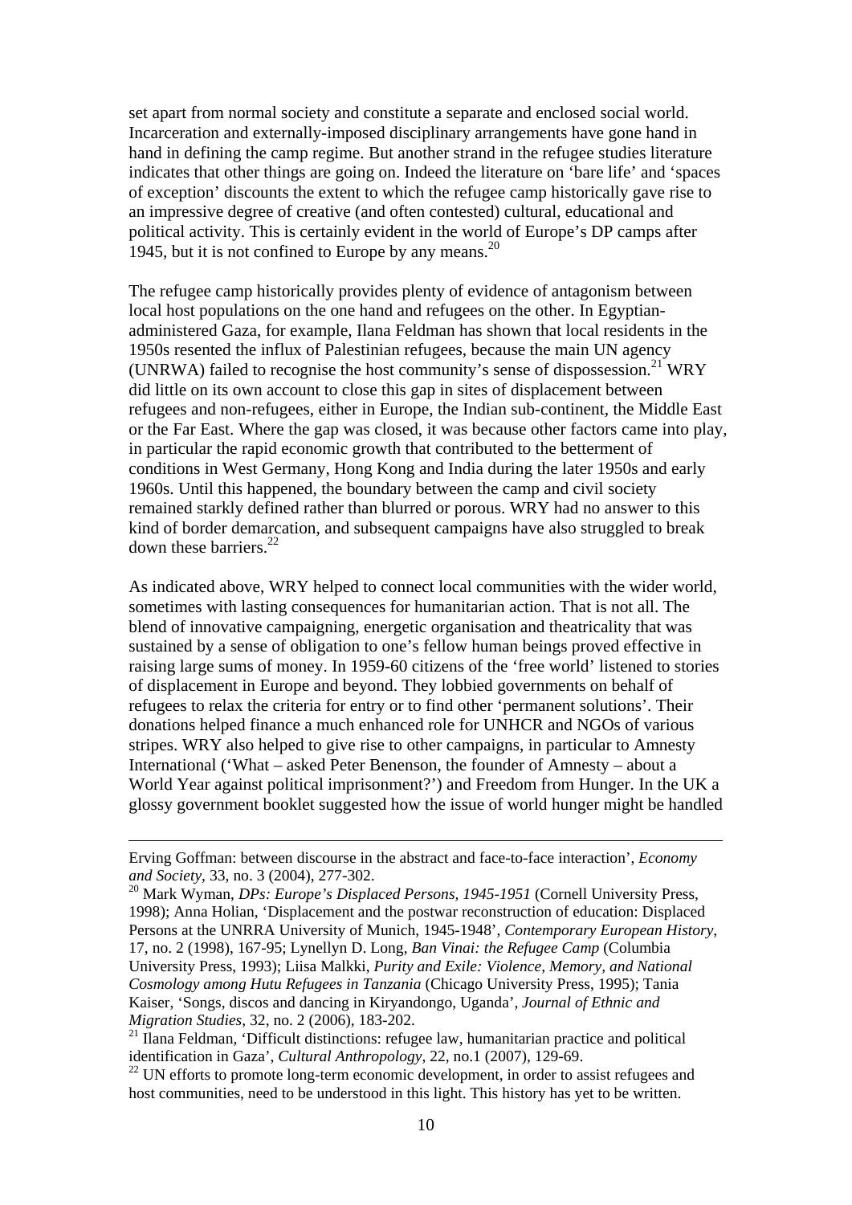set apart from normal society and constitute a separate and enclosed social world. Incarceration and externally-imposed disciplinary arrangements have gone hand in hand in defining the camp regime. But another strand in the refugee studies literature indicates that other things are going on. Indeed the literature on 'bare life' and 'spaces of exception' discounts the extent to which the refugee camp historically gave rise to an impressive degree of creative (and often contested) cultural, educational and political activity. This is certainly evident in the world of Europe's DP camps after 1945, but it is not confined to Europe by any means.[20]

The refugee camp historically provides plenty of evidence of antagonism between local host populations on the one hand and refugees on the other. In Egyptian-administered Gaza, for example, Ilana Feldman has shown that local residents in the 1950s resented the influx of Palestinian refugees, because the main UN agency (UNRWA) failed to recognise the host community's sense of dispossession.[21] WRY did little on its own account to close this gap in sites of displacement between refugees and non-refugees, either in Europe, the Indian sub-continent, the Middle East or the Far East. Where the gap was closed, it was because other factors came into play, in particular the rapid economic growth that contributed to the betterment of conditions in West Germany, Hong Kong and India during the later 1950s and early 1960s. Until this happened, the boundary between the camp and civil society remained starkly defined rather than blurred or porous. WRY had no answer to this kind of border demarcation, and subsequent campaigns have also struggled to break down these barriers.[22]

As indicated above, WRY helped to connect local communities with the wider world, sometimes with lasting consequences for humanitarian action. That is not all. The blend of innovative campaigning, energetic organisation and theatricality that was sustained by a sense of obligation to one's fellow human beings proved effective in raising large sums of money. In 1959-60 citizens of the 'free world' listened to stories of displacement in Europe and beyond. They lobbied governments on behalf of refugees to relax the criteria for entry or to find other 'permanent solutions'. Their donations helped finance a much enhanced role for UNHCR and NGOs of various stripes. WRY also helped to give rise to other campaigns, in particular to Amnesty International ('What – asked Peter Benenson, the founder of Amnesty – about a World Year against political imprisonment?') and Freedom from Hunger. In the UK a glossy government booklet suggested how the issue of world hunger might be handled

---

Erving Goffman: between discourse in the abstract and face-to-face interaction', *Economy and Society*, 33, no. 3 (2004), 277-302.

[20] Mark Wyman, *DPs: Europe's Displaced Persons, 1945-1951* (Cornell University Press, 1998); Anna Holian, 'Displacement and the postwar reconstruction of education: Displaced Persons at the UNRRA University of Munich, 1945-1948', *Contemporary European History*, 17, no. 2 (1998), 167-95; Lynellyn D. Long, *Ban Vinai: the Refugee Camp* (Columbia University Press, 1993); Liisa Malkki, *Purity and Exile: Violence, Memory, and National Cosmology among Hutu Refugees in Tanzania* (Chicago University Press, 1995); Tania Kaiser, 'Songs, discos and dancing in Kiryandongo, Uganda', *Journal of Ethnic and Migration Studies*, 32, no. 2 (2006), 183-202.

[21] Ilana Feldman, 'Difficult distinctions: refugee law, humanitarian practice and political identification in Gaza', *Cultural Anthropology*, 22, no.1 (2007), 129-69.

[22] UN efforts to promote long-term economic development, in order to assist refugees and host communities, need to be understood in this light. This history has yet to be written.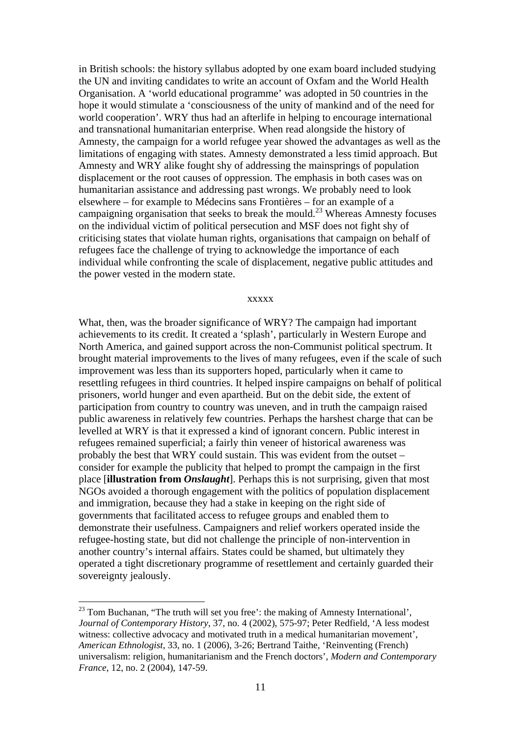in British schools: the history syllabus adopted by one exam board included studying the UN and inviting candidates to write an account of Oxfam and the World Health Organisation. A 'world educational programme' was adopted in 50 countries in the hope it would stimulate a 'consciousness of the unity of mankind and of the need for world cooperation'. WRY thus had an afterlife in helping to encourage international and transnational humanitarian enterprise. When read alongside the history of Amnesty, the campaign for a world refugee year showed the advantages as well as the limitations of engaging with states. Amnesty demonstrated a less timid approach. But Amnesty and WRY alike fought shy of addressing the mainsprings of population displacement or the root causes of oppression. The emphasis in both cases was on humanitarian assistance and addressing past wrongs. We probably need to look elsewhere – for example to Médecins sans Frontières – for an example of a campaigning organisation that seeks to break the mould.[23] Whereas Amnesty focuses on the individual victim of political persecution and MSF does not fight shy of criticising states that violate human rights, organisations that campaign on behalf of refugees face the challenge of trying to acknowledge the importance of each individual while confronting the scale of displacement, negative public attitudes and the power vested in the modern state.

xxxxx

What, then, was the broader significance of WRY? The campaign had important achievements to its credit. It created a 'splash', particularly in Western Europe and North America, and gained support across the non-Communist political spectrum. It brought material improvements to the lives of many refugees, even if the scale of such improvement was less than its supporters hoped, particularly when it came to resettling refugees in third countries. It helped inspire campaigns on behalf of political prisoners, world hunger and even apartheid. But on the debit side, the extent of participation from country to country was uneven, and in truth the campaign raised public awareness in relatively few countries. Perhaps the harshest charge that can be levelled at WRY is that it expressed a kind of ignorant concern. Public interest in refugees remained superficial; a fairly thin veneer of historical awareness was probably the best that WRY could sustain. This was evident from the outset – consider for example the publicity that helped to prompt the campaign in the first place [**illustration from *Onslaught***]. Perhaps this is not surprising, given that most NGOs avoided a thorough engagement with the politics of population displacement and immigration, because they had a stake in keeping on the right side of governments that facilitated access to refugee groups and enabled them to demonstrate their usefulness. Campaigners and relief workers operated inside the refugee-hosting state, but did not challenge the principle of non-intervention in another country's internal affairs. States could be shamed, but ultimately they operated a tight discretionary programme of resettlement and certainly guarded their sovereignty jealously.

[23] Tom Buchanan, "The truth will set you free': the making of Amnesty International', *Journal of Contemporary History*, 37, no. 4 (2002), 575-97; Peter Redfield, 'A less modest witness: collective advocacy and motivated truth in a medical humanitarian movement', *American Ethnologist*, 33, no. 1 (2006), 3-26; Bertrand Taithe, 'Reinventing (French) universalism: religion, humanitarianism and the French doctors', *Modern and Contemporary France*, 12, no. 2 (2004), 147-59.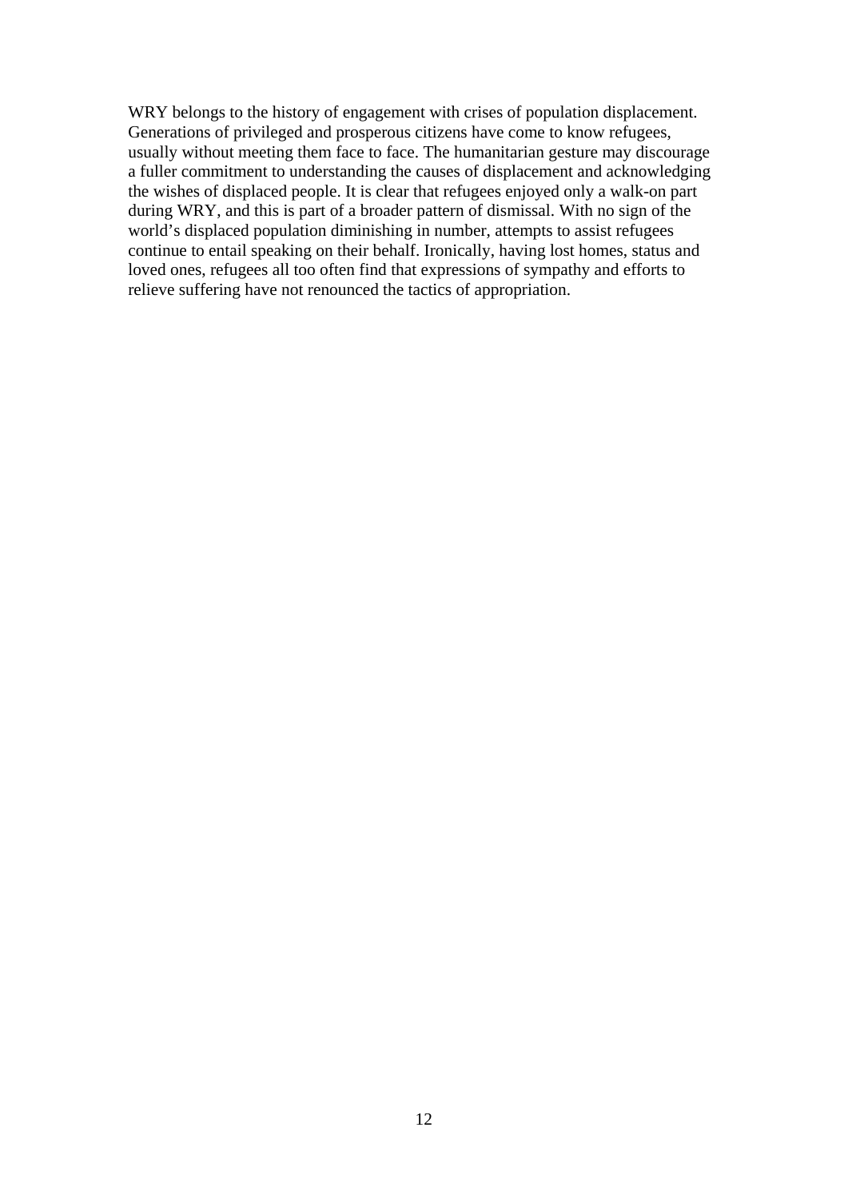WRY belongs to the history of engagement with crises of population displacement. Generations of privileged and prosperous citizens have come to know refugees, usually without meeting them face to face. The humanitarian gesture may discourage a fuller commitment to understanding the causes of displacement and acknowledging the wishes of displaced people. It is clear that refugees enjoyed only a walk-on part during WRY, and this is part of a broader pattern of dismissal. With no sign of the world's displaced population diminishing in number, attempts to assist refugees continue to entail speaking on their behalf. Ironically, having lost homes, status and loved ones, refugees all too often find that expressions of sympathy and efforts to relieve suffering have not renounced the tactics of appropriation.